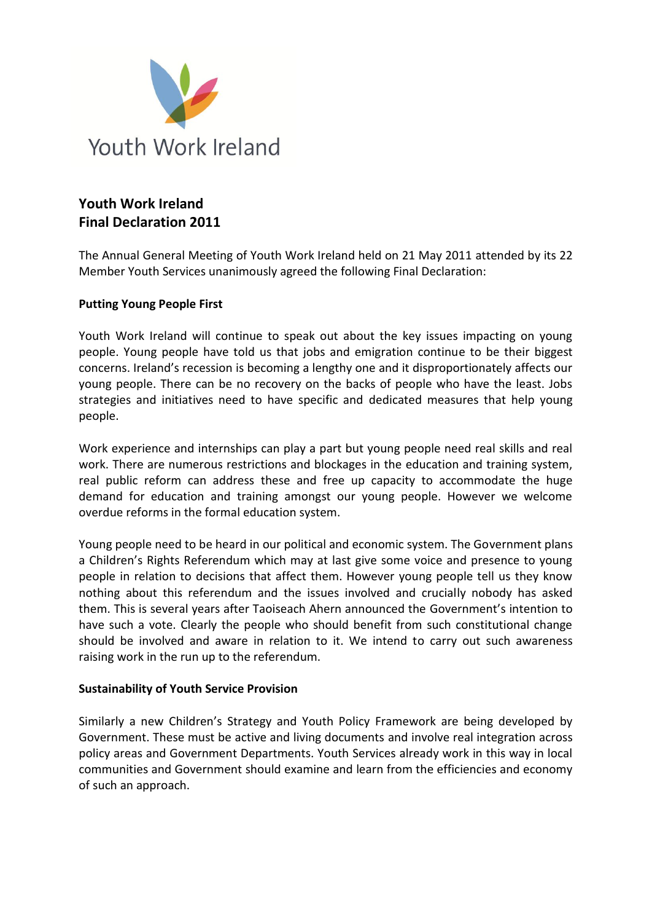Youth Work Ireland

## Youth Work Ireland
## Final Declaration 2011

The Annual General Meeting of Youth Work Ireland held on 21 May 2011 attended by its 22 Member Youth Services unanimously agreed the following Final Declaration:

### Putting Young People First

Youth Work Ireland will continue to speak out about the key issues impacting on young people. Young people have told us that jobs and emigration continue to be their biggest concerns. Ireland's recession is becoming a lengthy one and it disproportionately affects our young people. There can be no recovery on the backs of people who have the least. Jobs strategies and initiatives need to have specific and dedicated measures that help young people.

Work experience and internships can play a part but young people need real skills and real work. There are numerous restrictions and blockages in the education and training system, real public reform can address these and free up capacity to accommodate the huge demand for education and training amongst our young people. However we welcome overdue reforms in the formal education system.

Young people need to be heard in our political and economic system. The Government plans a Children's Rights Referendum which may at last give some voice and presence to young people in relation to decisions that affect them. However young people tell us they know nothing about this referendum and the issues involved and crucially nobody has asked them. This is several years after Taoiseach Ahern announced the Government's intention to have such a vote. Clearly the people who should benefit from such constitutional change should be involved and aware in relation to it. We intend to carry out such awareness raising work in the run up to the referendum.

### Sustainability of Youth Service Provision

Similarly a new Children's Strategy and Youth Policy Framework are being developed by Government. These must be active and living documents and involve real integration across policy areas and Government Departments. Youth Services already work in this way in local communities and Government should examine and learn from the efficiencies and economy of such an approach.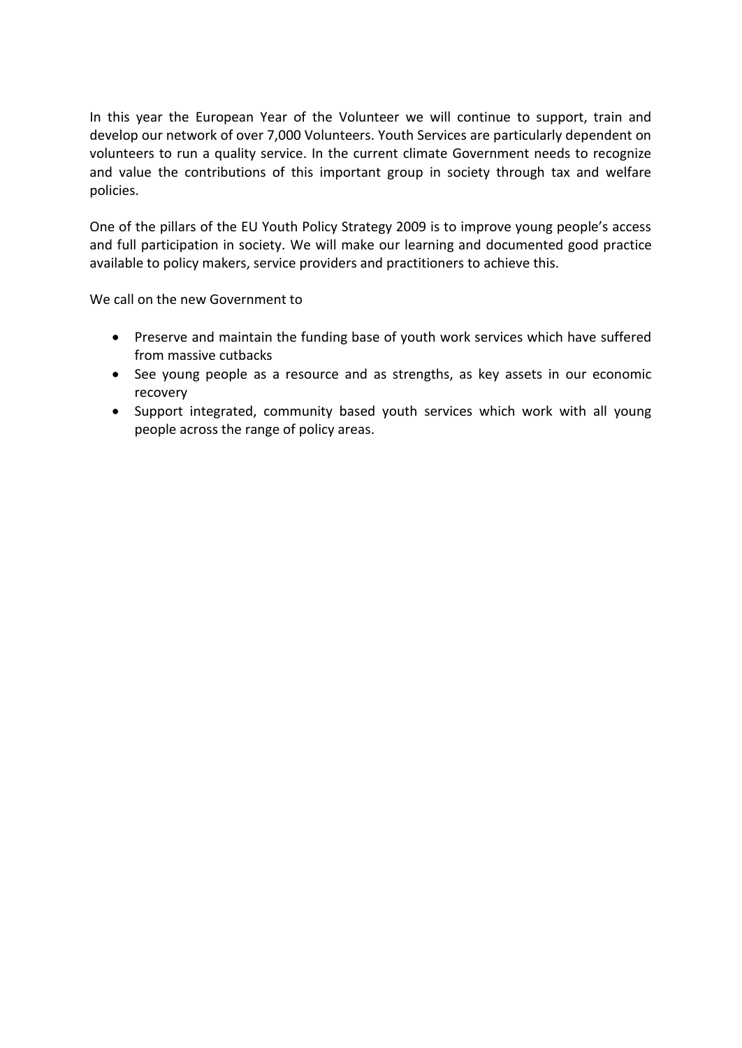In this year the European Year of the Volunteer we will continue to support, train and develop our network of over 7,000 Volunteers. Youth Services are particularly dependent on volunteers to run a quality service. In the current climate Government needs to recognize and value the contributions of this important group in society through tax and welfare policies.

One of the pillars of the EU Youth Policy Strategy 2009 is to improve young people's access and full participation in society. We will make our learning and documented good practice available to policy makers, service providers and practitioners to achieve this.

We call on the new Government to

- Preserve and maintain the funding base of youth work services which have suffered from massive cutbacks
- See young people as a resource and as strengths, as key assets in our economic recovery
- Support integrated, community based youth services which work with all young people across the range of policy areas.